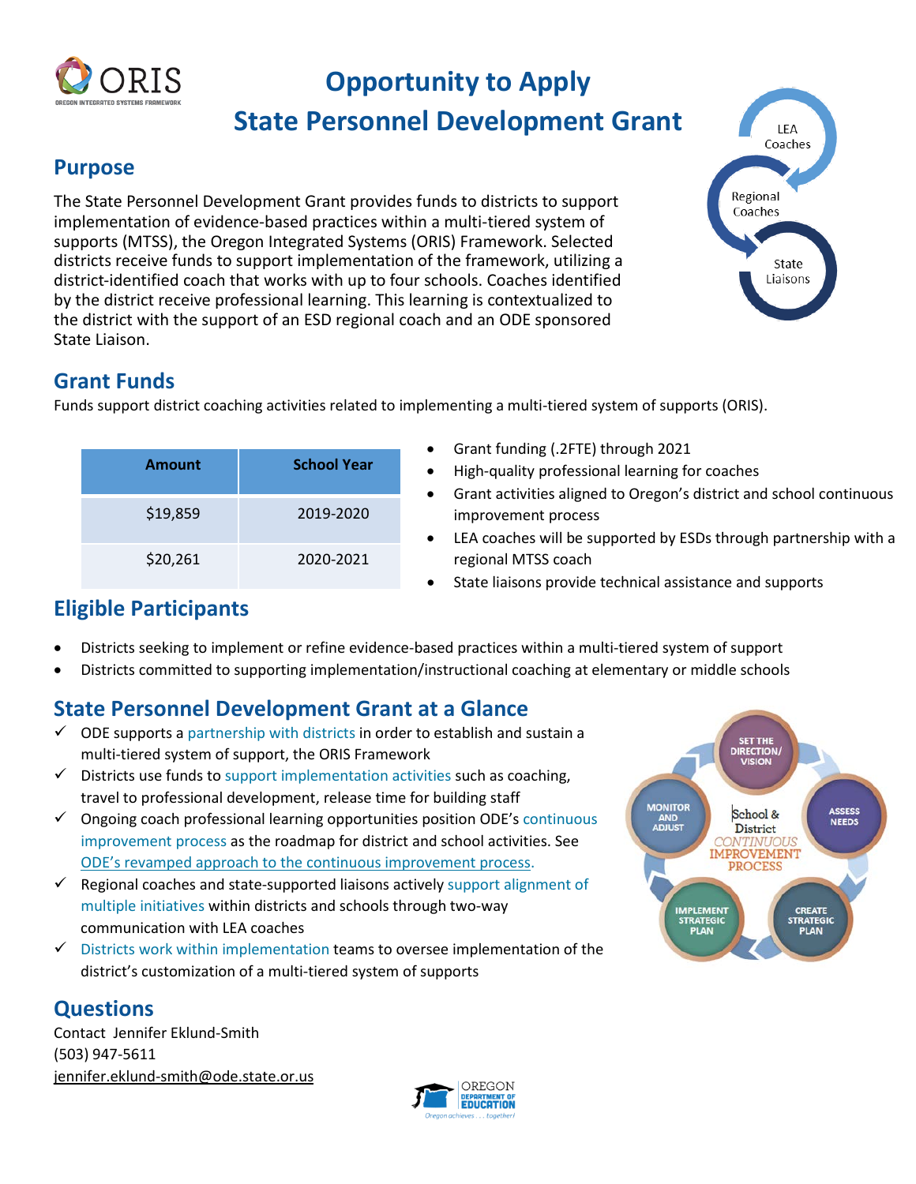# Opportunity to Apply
# State Personnel Development Grant

## Purpose

The State Personnel Development Grant provides funds to districts to support implementation of evidence-based practices within a multi-tiered system of supports (MTSS), the Oregon Integrated Systems (ORIS) Framework. Selected districts receive funds to support implementation of the framework, utilizing a district-identified coach that works with up to four schools. Coaches identified by the district receive professional learning. This learning is contextualized to the district with the support of an ESD regional coach and an ODE sponsored State Liaison.

## Grant Funds

Funds support district coaching activities related to implementing a multi-tiered system of supports (ORIS).

| Amount | School Year |
| --- | --- |
| $19,859 | 2019-2020 |
| $20,261 | 2020-2021 |

- Grant funding (.2FTE) through 2021
- High-quality professional learning for coaches
- Grant activities aligned to Oregon's district and school continuous improvement process
- LEA coaches will be supported by ESDs through partnership with a regional MTSS coach
- State liaisons provide technical assistance and supports

## Eligible Participants

- Districts seeking to implement or refine evidence-based practices within a multi-tiered system of support
- Districts committed to supporting implementation/instructional coaching at elementary or middle schools

## State Personnel Development Grant at a Glance

- ✓ ODE supports a partnership with districts in order to establish and sustain a multi-tiered system of support, the ORIS Framework
- ✓ Districts use funds to support implementation activities such as coaching, travel to professional development, release time for building staff
- ✓ Ongoing coach professional learning opportunities position ODE's continuous improvement process as the roadmap for district and school activities. See ODE's revamped approach to the continuous improvement process.
- ✓ Regional coaches and state-supported liaisons actively support alignment of multiple initiatives within districts and schools through two-way communication with LEA coaches
- ✓ Districts work within implementation teams to oversee implementation of the district's customization of a multi-tiered system of supports

## Questions

Contact Jennifer Eklund-Smith
(503) 947-5611
jennifer.eklund-smith@ode.state.or.us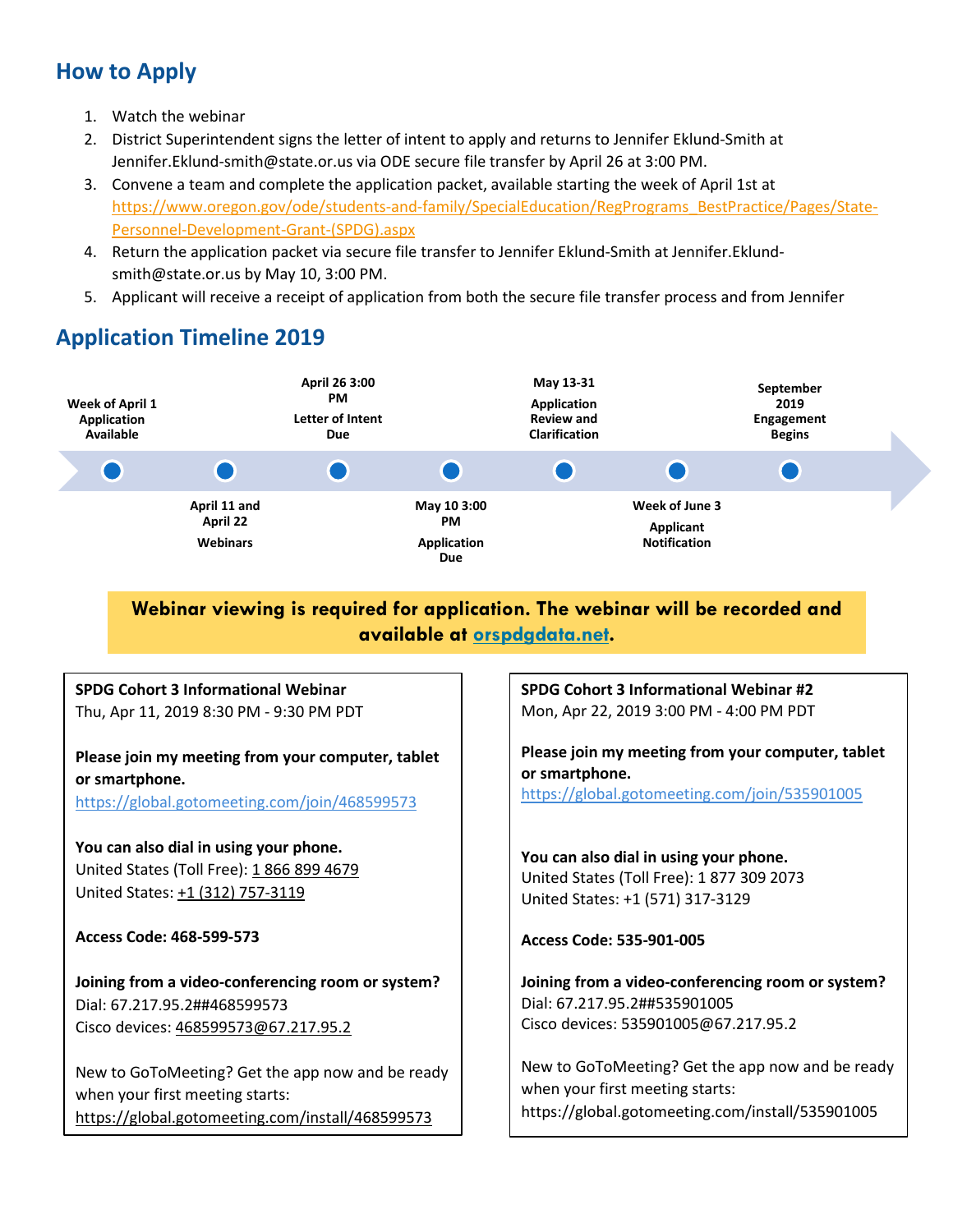## How to Apply

1. Watch the webinar
2. District Superintendent signs the letter of intent to apply and returns to Jennifer Eklund-Smith at Jennifer.Eklund-smith@state.or.us via ODE secure file transfer by April 26 at 3:00 PM.
3. Convene a team and complete the application packet, available starting the week of April 1st at https://www.oregon.gov/ode/students-and-family/SpecialEducation/RegPrograms_BestPractice/Pages/State-Personnel-Development-Grant-(SPDG).aspx
4. Return the application packet via secure file transfer to Jennifer Eklund-Smith at Jennifer.Eklund-smith@state.or.us by May 10, 3:00 PM.
5. Applicant will receive a receipt of application from both the secure file transfer process and from Jennifer

## Application Timeline 2019

**Week of April 1**
**Application Available**

**April 11 and April 22**
**Webinars**

**April 26 3:00 PM**
**Letter of Intent Due**

**May 10 3:00 PM**
**Application Due**

**May 13-31**
**Application Review and Clarification**

**Week of June 3**
**Applicant Notification**

**September 2019**
**Engagement Begins**

**Webinar viewing is required for application. The webinar will be recorded and available at orspdgdata.net.**

**SPDG Cohort 3 Informational Webinar**
Thu, Apr 11, 2019 8:30 PM - 9:30 PM PDT

**Please join my meeting from your computer, tablet or smartphone.**
https://global.gotomeeting.com/join/468599573

**You can also dial in using your phone.**
United States (Toll Free): 1 866 899 4679
United States: +1 (312) 757-3119

**Access Code: 468-599-573**

**Joining from a video-conferencing room or system?**
Dial: 67.217.95.2##468599573
Cisco devices: 468599573@67.217.95.2

New to GoToMeeting? Get the app now and be ready when your first meeting starts:
https://global.gotomeeting.com/install/468599573

**SPDG Cohort 3 Informational Webinar #2**
Mon, Apr 22, 2019 3:00 PM - 4:00 PM PDT

**Please join my meeting from your computer, tablet or smartphone.**
https://global.gotomeeting.com/join/535901005

**You can also dial in using your phone.**
United States (Toll Free): 1 877 309 2073
United States: +1 (571) 317-3129

**Access Code: 535-901-005**

**Joining from a video-conferencing room or system?**
Dial: 67.217.95.2##535901005
Cisco devices: 535901005@67.217.95.2

New to GoToMeeting? Get the app now and be ready when your first meeting starts:
https://global.gotomeeting.com/install/535901005